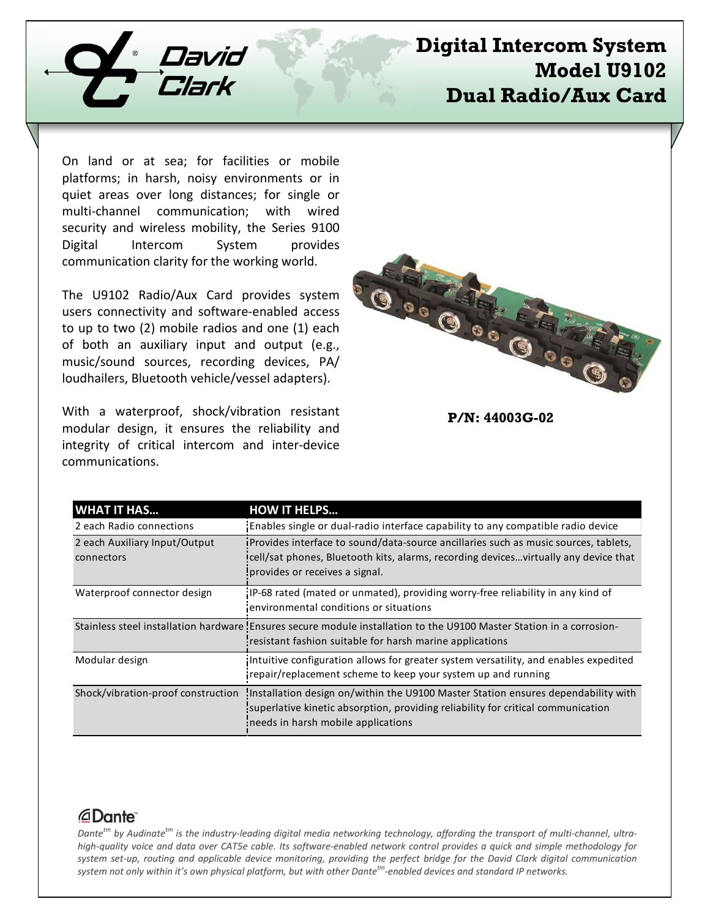# Digital Intercom System Model U9102 Dual Radio/Aux Card

On land or at sea; for facilities or mobile platforms; in harsh, noisy environments or in quiet areas over long distances; for single or multi-channel communication; with wired security and wireless mobility, the Series 9100 Digital Intercom System provides communication clarity for the working world.

The U9102 Radio/Aux Card provides system users connectivity and software-enabled access to up to two (2) mobile radios and one (1) each of both an auxiliary input and output (e.g., music/sound sources, recording devices, PA/ loudhailers, Bluetooth vehicle/vessel adapters).

With a waterproof, shock/vibration resistant modular design, it ensures the reliability and integrity of critical intercom and inter-device communications.

**P/N: 44003G-02**

| WHAT IT HAS… | HOW IT HELPS… |
|---|---|
| 2 each Radio connections | Enables single or dual-radio interface capability to any compatible radio device |
| 2 each Auxiliary Input/Output connectors | Provides interface to sound/data-source ancillaries such as music sources, tablets, cell/sat phones, Bluetooth kits, alarms, recording devices…virtually any device that provides or receives a signal. |
| Waterproof connector design | IP-68 rated (mated or unmated), providing worry-free reliability in any kind of environmental conditions or situations |
| Stainless steel installation hardware | Ensures secure module installation to the U9100 Master Station in a corrosion-resistant fashion suitable for harsh marine applications |
| Modular design | Intuitive configuration allows for greater system versatility, and enables expedited repair/replacement scheme to keep your system up and running |
| Shock/vibration-proof construction | Installation design on/within the U9100 Master Station ensures dependability with superlative kinetic absorption, providing reliability for critical communication needs in harsh mobile applications |

*Dante[tm] by Audinate[tm] is the industry-leading digital media networking technology, affording the transport of multi-channel, ultra-high-quality voice and data over CAT5e cable. Its software-enabled network control provides a quick and simple methodology for system set-up, routing and applicable device monitoring, providing the perfect bridge for the David Clark digital communication system not only within it's own physical platform, but with other Dante[tm]-enabled devices and standard IP networks.*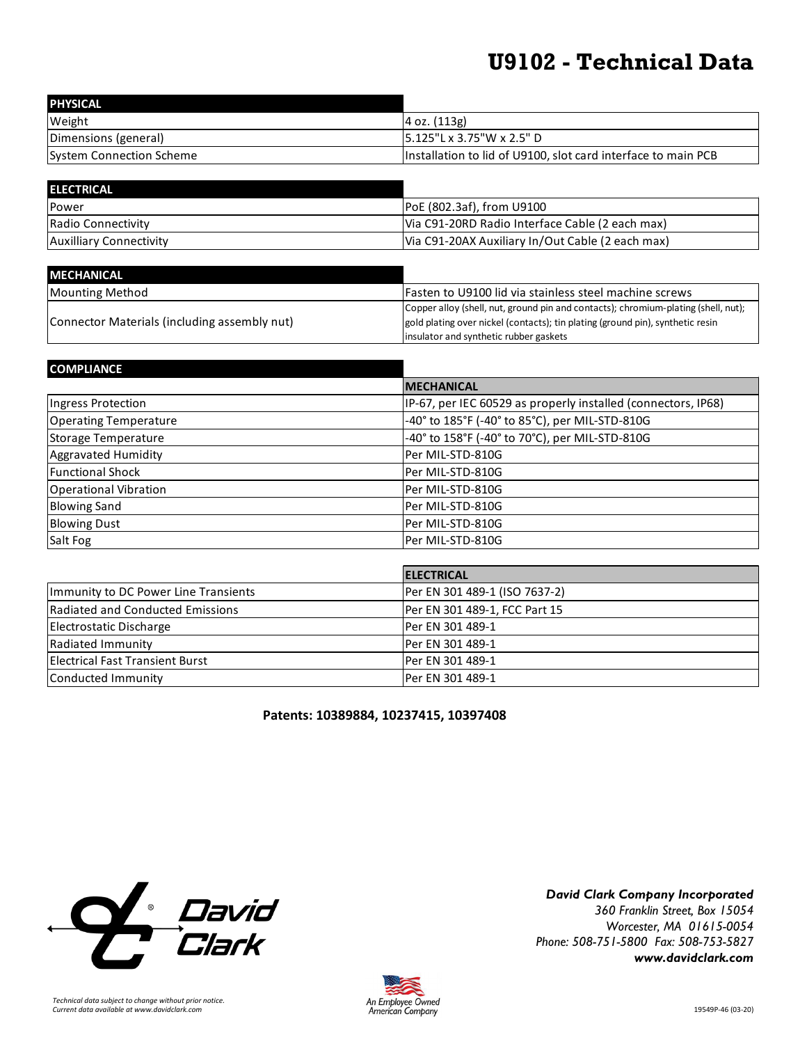# U9102 - Technical Data

| PHYSICAL | |
| --- | --- |
| Weight | 4 oz. (113g) |
| Dimensions (general) | 5.125"L x 3.75"W x 2.5" D |
| System Connection Scheme | Installation to lid of U9100, slot card interface to main PCB |

| ELECTRICAL | |
| --- | --- |
| Power | PoE (802.3af), from U9100 |
| Radio Connectivity | Via C91-20RD Radio Interface Cable (2 each max) |
| Auxilliary Connectivity | Via C91-20AX Auxiliary In/Out Cable (2 each max) |

| MECHANICAL | |
| --- | --- |
| Mounting Method | Fasten to U9100 lid via stainless steel machine screws |
| Connector Materials (including assembly nut) | Copper alloy (shell, nut, ground pin and contacts); chromium-plating (shell, nut); gold plating over nickel (contacts); tin plating (ground pin), synthetic resin insulator and synthetic rubber gaskets |

| COMPLIANCE | |
| --- | --- |
| | **MECHANICAL** |
| Ingress Protection | IP-67, per IEC 60529 as properly installed (connectors, IP68) |
| Operating Temperature | -40° to 185°F (-40° to 85°C), per MIL-STD-810G |
| Storage Temperature | -40° to 158°F (-40° to 70°C), per MIL-STD-810G |
| Aggravated Humidity | Per MIL-STD-810G |
| Functional Shock | Per MIL-STD-810G |
| Operational Vibration | Per MIL-STD-810G |
| Blowing Sand | Per MIL-STD-810G |
| Blowing Dust | Per MIL-STD-810G |
| Salt Fog | Per MIL-STD-810G |

| | ELECTRICAL |
| --- | --- |
| Immunity to DC Power Line Transients | Per EN 301 489-1 (ISO 7637-2) |
| Radiated and Conducted Emissions | Per EN 301 489-1, FCC Part 15 |
| Electrostatic Discharge | Per EN 301 489-1 |
| Radiated Immunity | Per EN 301 489-1 |
| Electrical Fast Transient Burst | Per EN 301 489-1 |
| Conducted Immunity | Per EN 301 489-1 |

**Patents: 10389884, 10237415, 10397408**

David Clark

***David Clark Company Incorporated***
*360 Franklin Street, Box 15054*
*Worcester, MA 01615-0054*
*Phone: 508-751-5800 Fax: 508-753-5827*
***www.davidclark.com***

*Technical data subject to change without prior notice.*
*Current data available at www.davidclark.com*

*An Employee Owned American Company*

19549P-46 (03-20)